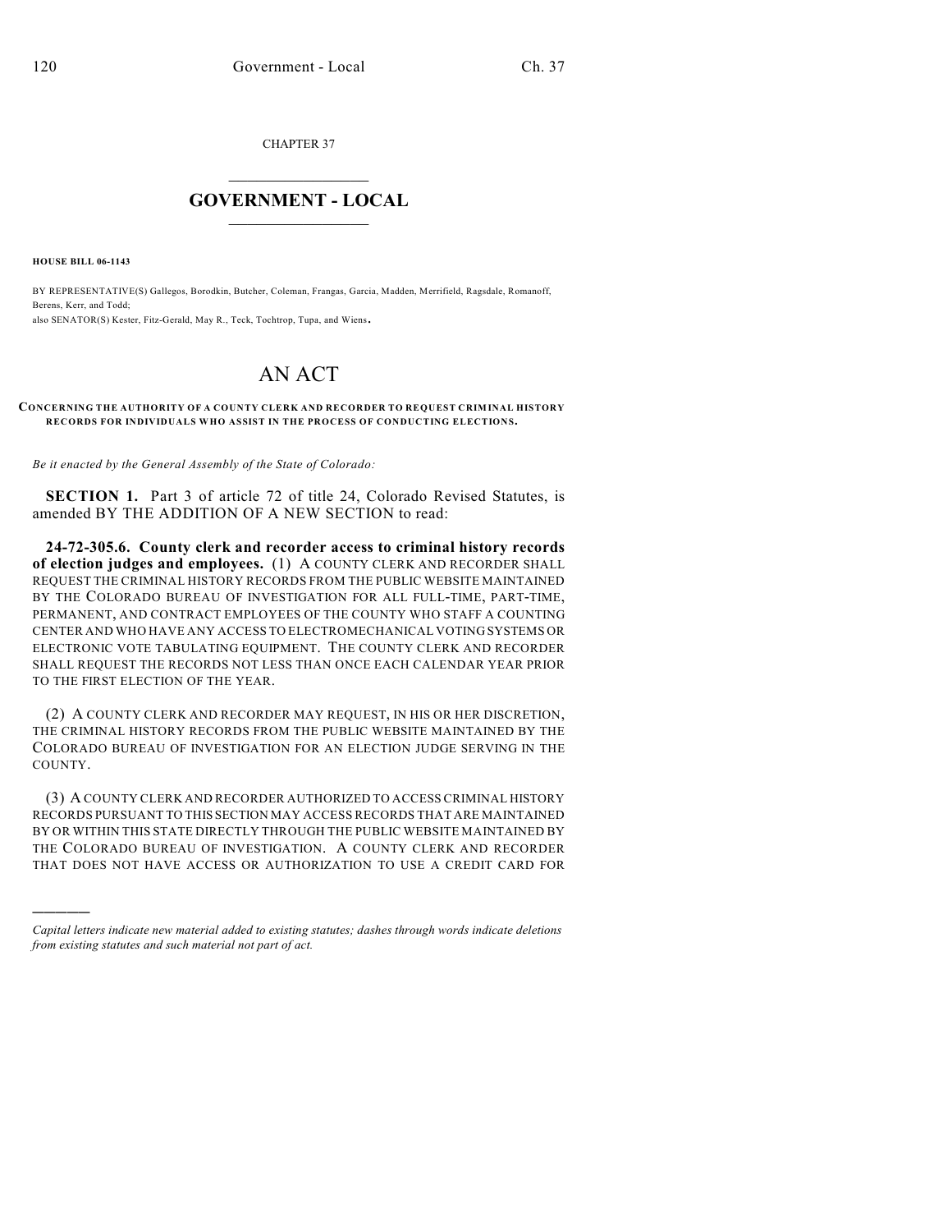CHAPTER 37

# GOVERNMENT - LOCAL

**HOUSE BILL 06-1143**

BY REPRESENTATIVE(S) Gallegos, Borodkin, Butcher, Coleman, Frangas, Garcia, Madden, Merrifield, Ragsdale, Romanoff, Berens, Kerr, and Todd;
also SENATOR(S) Kester, Fitz-Gerald, May R., Teck, Tochtrop, Tupa, and Wiens.

# AN ACT

**CONCERNING THE AUTHORITY OF A COUNTY CLERK AND RECORDER TO REQUEST CRIMINAL HISTORY RECORDS FOR INDIVIDUALS WHO ASSIST IN THE PROCESS OF CONDUCTING ELECTIONS.**

*Be it enacted by the General Assembly of the State of Colorado:*

**SECTION 1.** Part 3 of article 72 of title 24, Colorado Revised Statutes, is amended BY THE ADDITION OF A NEW SECTION to read:

**24-72-305.6. County clerk and recorder access to criminal history records of election judges and employees.** (1) A COUNTY CLERK AND RECORDER SHALL REQUEST THE CRIMINAL HISTORY RECORDS FROM THE PUBLIC WEBSITE MAINTAINED BY THE COLORADO BUREAU OF INVESTIGATION FOR ALL FULL-TIME, PART-TIME, PERMANENT, AND CONTRACT EMPLOYEES OF THE COUNTY WHO STAFF A COUNTING CENTER AND WHO HAVE ANY ACCESS TO ELECTROMECHANICAL VOTING SYSTEMS OR ELECTRONIC VOTE TABULATING EQUIPMENT. THE COUNTY CLERK AND RECORDER SHALL REQUEST THE RECORDS NOT LESS THAN ONCE EACH CALENDAR YEAR PRIOR TO THE FIRST ELECTION OF THE YEAR.

(2) A COUNTY CLERK AND RECORDER MAY REQUEST, IN HIS OR HER DISCRETION, THE CRIMINAL HISTORY RECORDS FROM THE PUBLIC WEBSITE MAINTAINED BY THE COLORADO BUREAU OF INVESTIGATION FOR AN ELECTION JUDGE SERVING IN THE COUNTY.

(3) A COUNTY CLERK AND RECORDER AUTHORIZED TO ACCESS CRIMINAL HISTORY RECORDS PURSUANT TO THIS SECTION MAY ACCESS RECORDS THAT ARE MAINTAINED BY OR WITHIN THIS STATE DIRECTLY THROUGH THE PUBLIC WEBSITE MAINTAINED BY THE COLORADO BUREAU OF INVESTIGATION. A COUNTY CLERK AND RECORDER THAT DOES NOT HAVE ACCESS OR AUTHORIZATION TO USE A CREDIT CARD FOR

*Capital letters indicate new material added to existing statutes; dashes through words indicate deletions from existing statutes and such material not part of act.*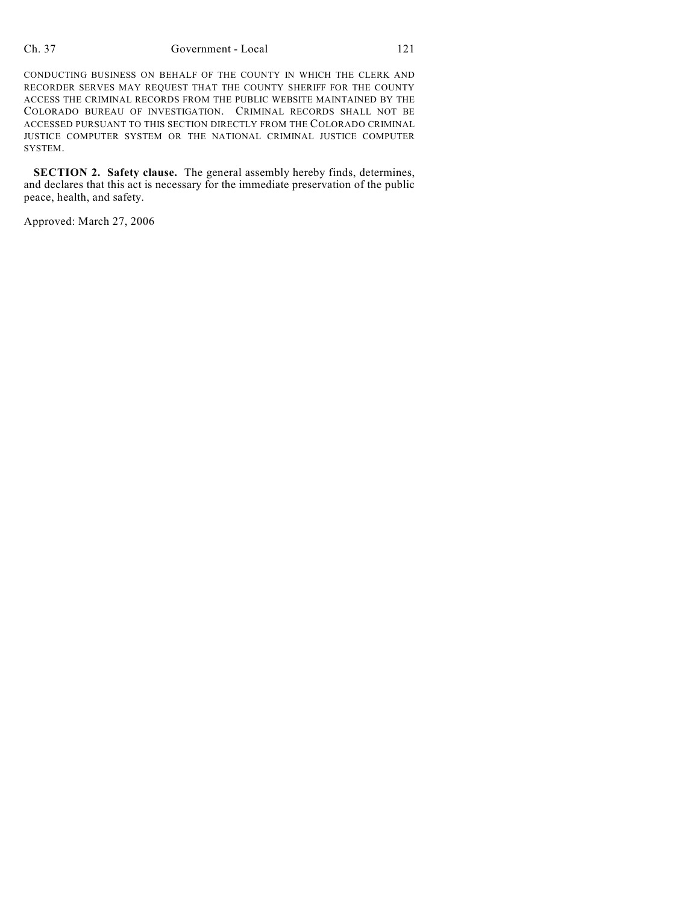CONDUCTING BUSINESS ON BEHALF OF THE COUNTY IN WHICH THE CLERK AND RECORDER SERVES MAY REQUEST THAT THE COUNTY SHERIFF FOR THE COUNTY ACCESS THE CRIMINAL RECORDS FROM THE PUBLIC WEBSITE MAINTAINED BY THE COLORADO BUREAU OF INVESTIGATION. CRIMINAL RECORDS SHALL NOT BE ACCESSED PURSUANT TO THIS SECTION DIRECTLY FROM THE COLORADO CRIMINAL JUSTICE COMPUTER SYSTEM OR THE NATIONAL CRIMINAL JUSTICE COMPUTER SYSTEM.

**SECTION 2. Safety clause.** The general assembly hereby finds, determines, and declares that this act is necessary for the immediate preservation of the public peace, health, and safety.

Approved: March 27, 2006